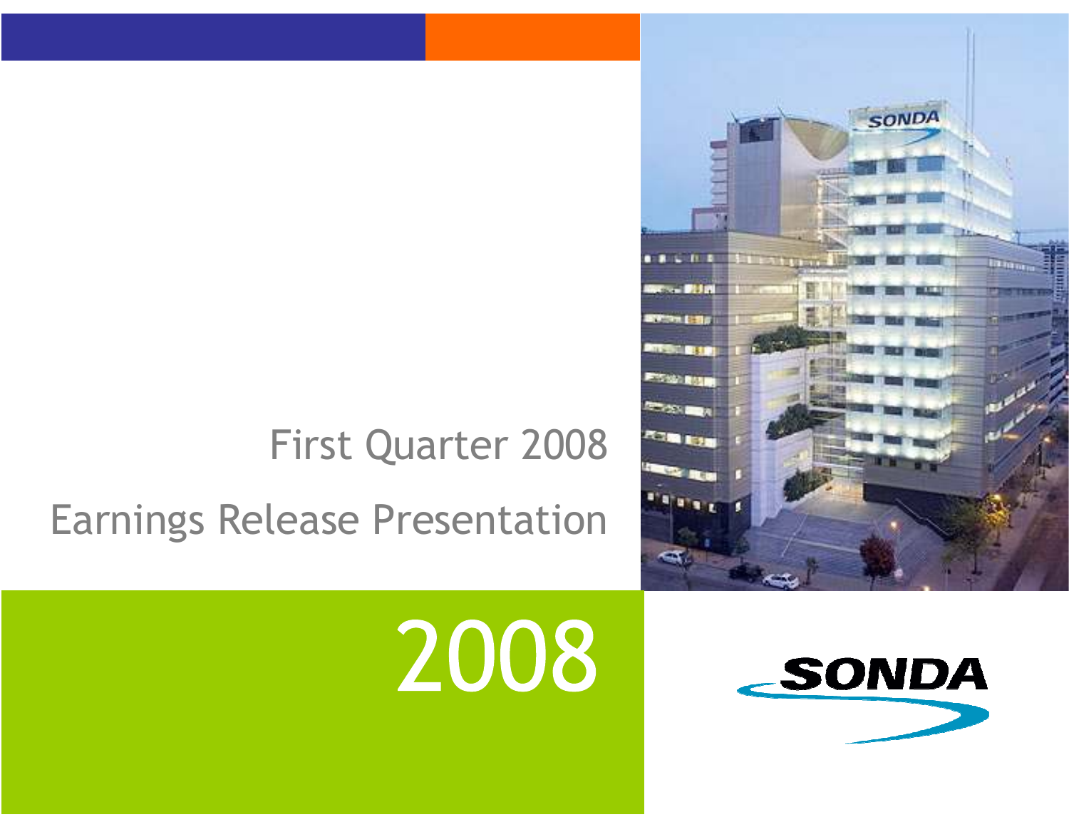# First Quarter 2008

# Earnings Release Presentation

2008

SONDA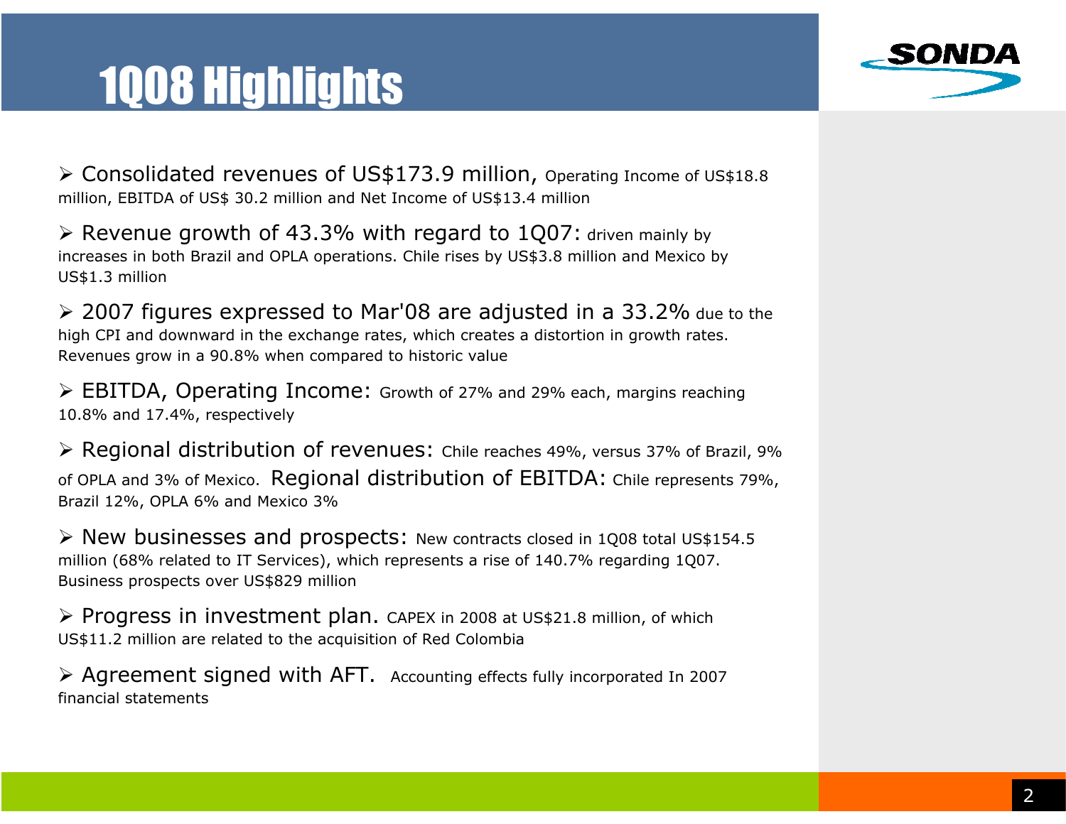# 1Q08 Highlights

- **Consolidated revenues of US$173.9 million,** Operating Income of US$18.8 million, EBITDA of US$ 30.2 million and Net Income of US$13.4 million

- **Revenue growth of 43.3% with regard to 1Q07:** driven mainly by increases in both Brazil and OPLA operations. Chile rises by US$3.8 million and Mexico by US$1.3 million

- **2007 figures expressed to Mar'08 are adjusted in a 33.2%** due to the high CPI and downward in the exchange rates, which creates a distortion in growth rates. Revenues grow in a 90.8% when compared to historic value

- **EBITDA, Operating Income:** Growth of 27% and 29% each, margins reaching 10.8% and 17.4%, respectively

- **Regional distribution of revenues:** Chile reaches 49%, versus 37% of Brazil, 9% of OPLA and 3% of Mexico. **Regional distribution of EBITDA:** Chile represents 79%, Brazil 12%, OPLA 6% and Mexico 3%

- **New businesses and prospects:** New contracts closed in 1Q08 total US$154.5 million (68% related to IT Services), which represents a rise of 140.7% regarding 1Q07. Business prospects over US$829 million

- **Progress in investment plan.** CAPEX in 2008 at US$21.8 million, of which US$11.2 million are related to the acquisition of Red Colombia

- **Agreement signed with AFT.** Accounting effects fully incorporated In 2007 financial statements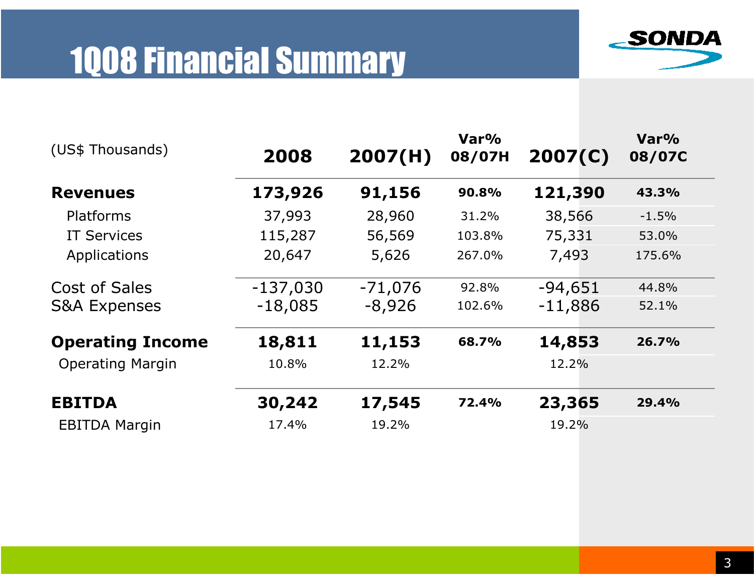# 1Q08 Financial Summary

| (US$ Thousands) | 2008 | 2007(H) | Var% 08/07H | 2007(C) | Var% 08/07C |
|---|---|---|---|---|---|
| **Revenues** | **173,926** | **91,156** | **90.8%** | **121,390** | **43.3%** |
| Platforms | 37,993 | 28,960 | 31.2% | 38,566 | -1.5% |
| IT Services | 115,287 | 56,569 | 103.8% | 75,331 | 53.0% |
| Applications | 20,647 | 5,626 | 267.0% | 7,493 | 175.6% |
| Cost of Sales | -137,030 | -71,076 | 92.8% | -94,651 | 44.8% |
| S&A Expenses | -18,085 | -8,926 | 102.6% | -11,886 | 52.1% |
| **Operating Income** | **18,811** | **11,153** | **68.7%** | **14,853** | **26.7%** |
| Operating Margin | 10.8% | 12.2% | | 12.2% | |
| **EBITDA** | **30,242** | **17,545** | **72.4%** | **23,365** | **29.4%** |
| EBITDA Margin | 17.4% | 19.2% | | 19.2% | |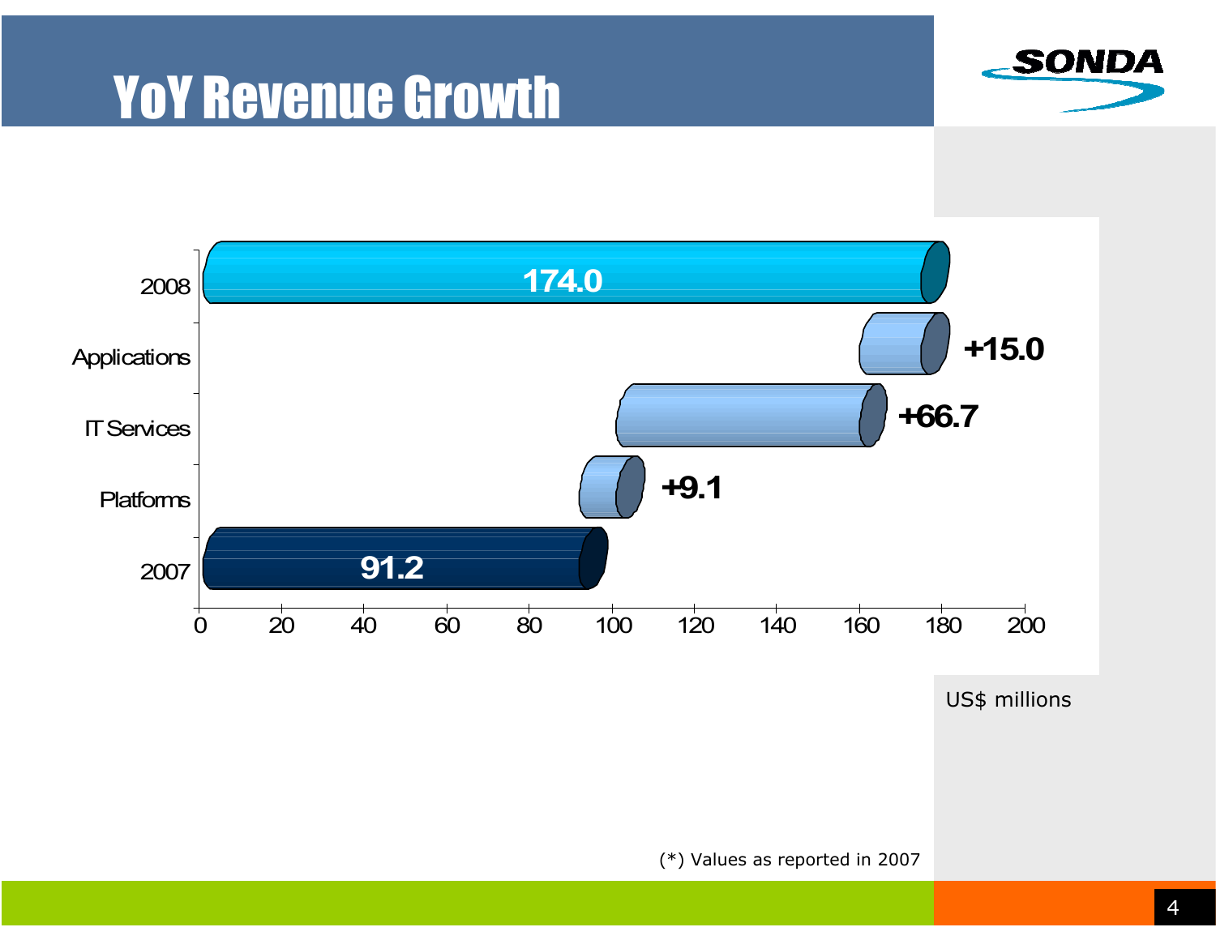# YoY Revenue Growth

| | US$ millions |
|---|---|
| 2007 | 91.2 |
| Platforms | +9.1 |
| IT Services | +66.7 |
| Applications | +15.0 |
| 2008 | 174.0 |

US$ millions

(*) Values as reported in 2007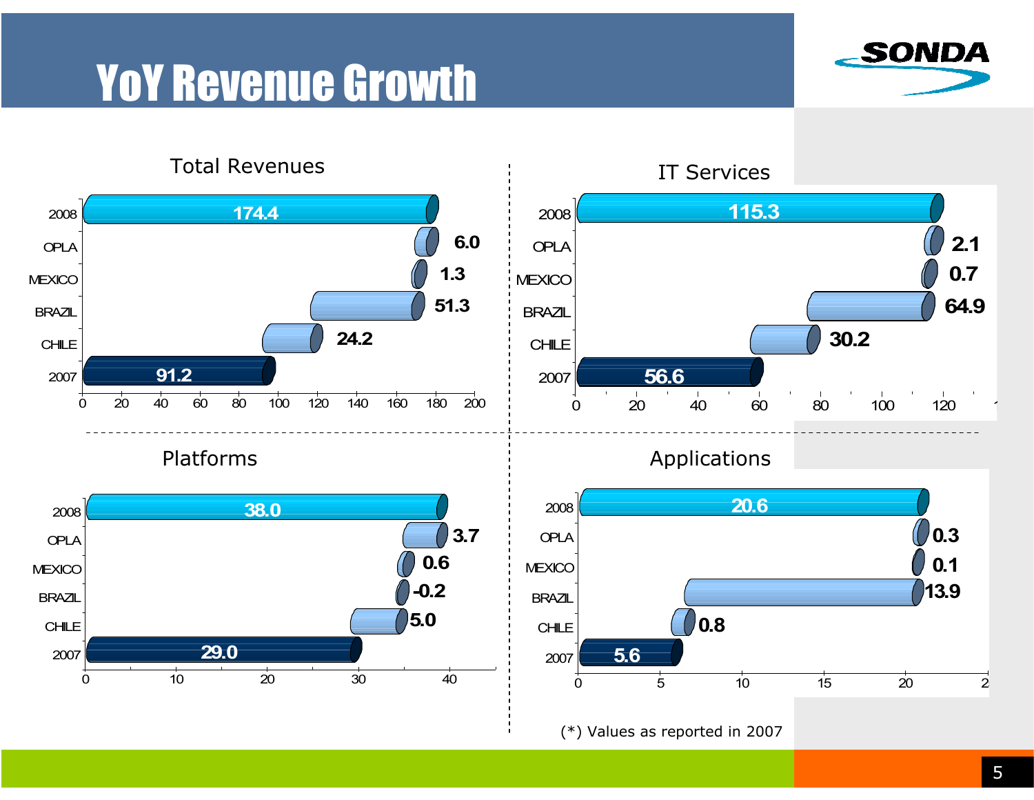# YoY Revenue Growth

### Total Revenues

| | Value |
|---|---|
| 2008 | 174.4 |
| OPLA | 6.0 |
| MEXICO | 1.3 |
| BRAZIL | 51.3 |
| CHILE | 24.2 |
| 2007 | 91.2 |

### IT Services

| | Value |
|---|---|
| 2008 | 115.3 |
| OPLA | 2.1 |
| MEXICO | 0.7 |
| BRAZIL | 64.9 |
| CHILE | 30.2 |
| 2007 | 56.6 |

### Platforms

| | Value |
|---|---|
| 2008 | 38.0 |
| OPLA | 3.7 |
| MEXICO | 0.6 |
| BRAZIL | -0.2 |
| CHILE | 5.0 |
| 2007 | 29.0 |

### Applications

| | Value |
|---|---|
| 2008 | 20.6 |
| OPLA | 0.3 |
| MEXICO | 0.1 |
| BRAZIL | 13.9 |
| CHILE | 0.8 |
| 2007 | 5.6 |

(*) Values as reported in 2007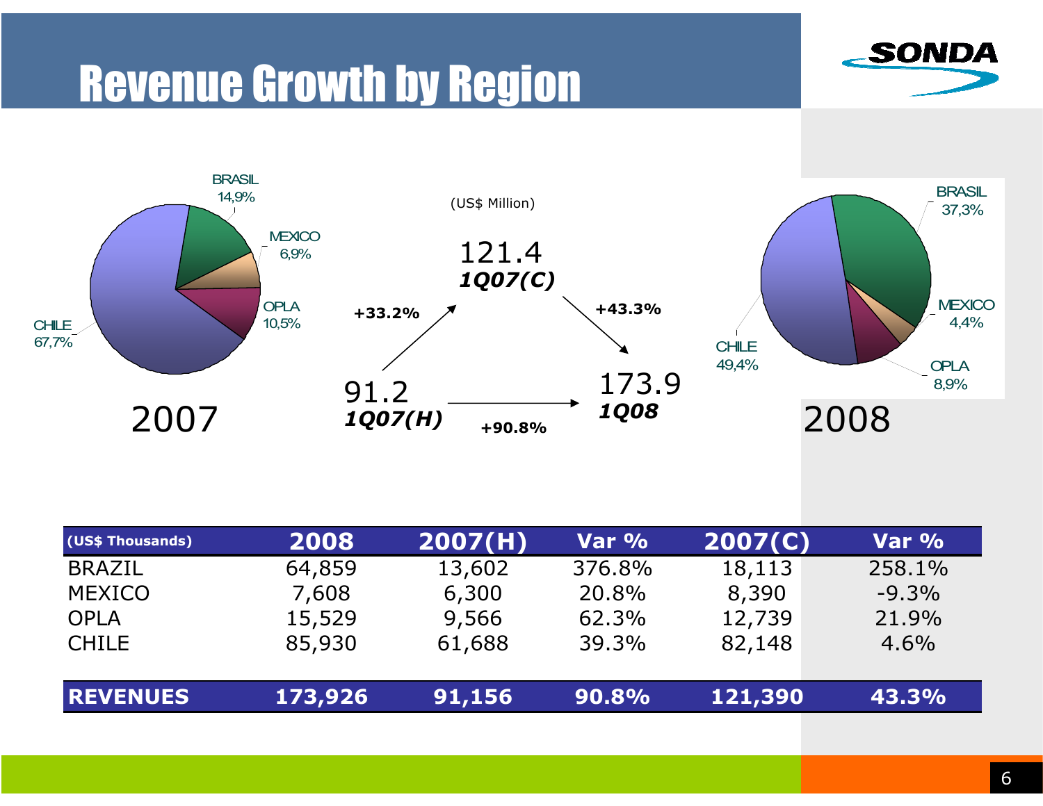# Revenue Growth by Region

**2007**

- BRASIL 14,9%
- MEXICO 6,9%
- OPLA 10,5%
- CHILE 67,7%

(US$ Million)

- 91.2 ***1Q07(H)*** → **+33.2%** → 121.4 ***1Q07(C)***
- 121.4 ***1Q07(C)*** → **+43.3%** → 173.9 ***1Q08***
- 91.2 ***1Q07(H)*** → **+90.8%** → 173.9 ***1Q08***

**2008**

- BRASIL 37,3%
- MEXICO 4,4%
- OPLA 8,9%
- CHILE 49,4%

| (US$ Thousands) | 2008 | 2007(H) | Var % | 2007(C) | Var % |
|---|---|---|---|---|---|
| BRAZIL | 64,859 | 13,602 | 376.8% | 18,113 | 258.1% |
| MEXICO | 7,608 | 6,300 | 20.8% | 8,390 | -9.3% |
| OPLA | 15,529 | 9,566 | 62.3% | 12,739 | 21.9% |
| CHILE | 85,930 | 61,688 | 39.3% | 82,148 | 4.6% |
| **REVENUES** | **173,926** | **91,156** | **90.8%** | **121,390** | **43.3%** |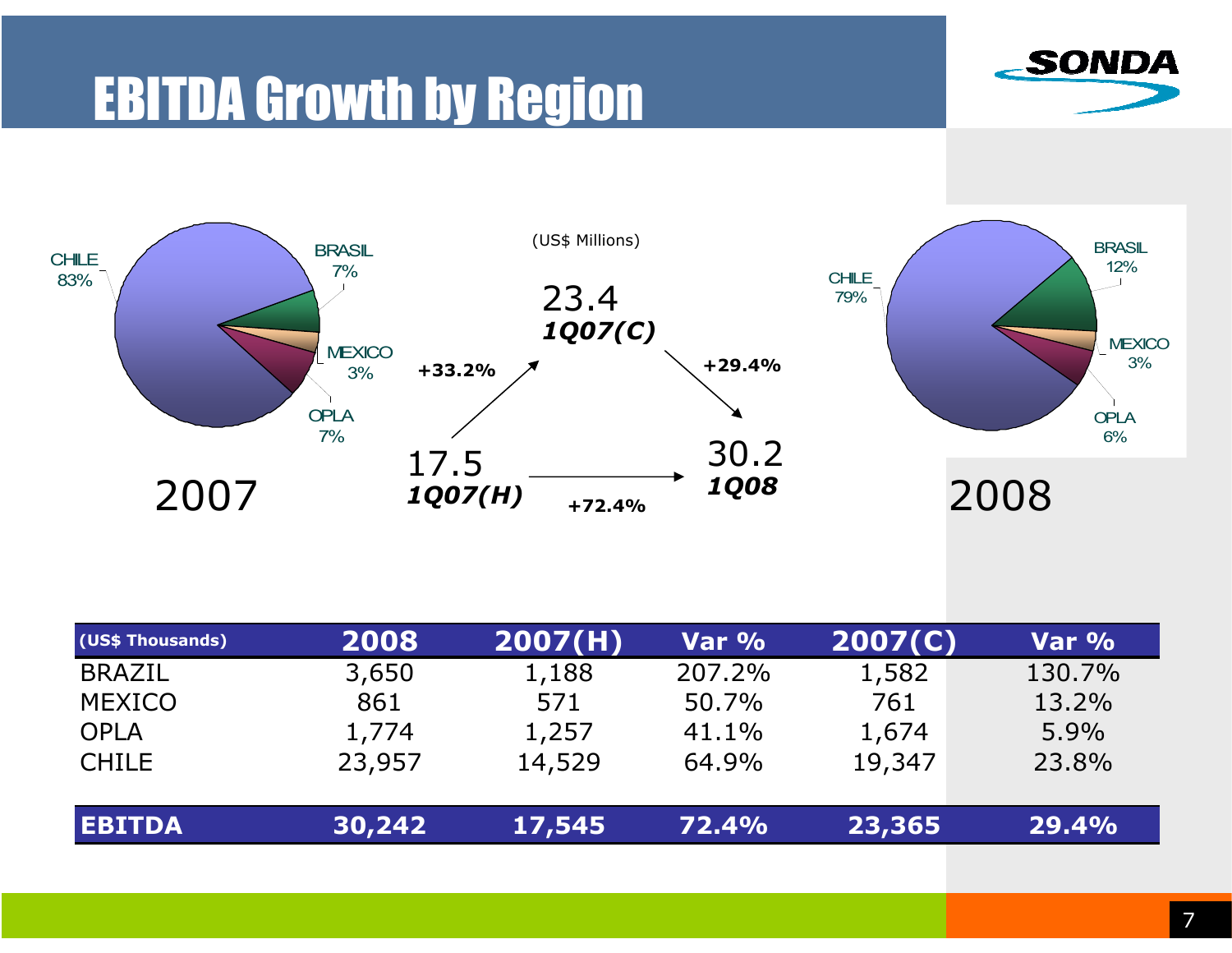# EBITDA Growth by Region

**2007:** CHILE 83%, BRASIL 7%, MEXICO 3%, OPLA 7%

(US$ Millions)

17.5 *1Q07(H)* → +33.2% → 23.4 *1Q07(C)* → +29.4% → 30.2 *1Q08*

17.5 *1Q07(H)* → +72.4% → 30.2 *1Q08*

**2008:** CHILE 79%, BRASIL 12%, MEXICO 3%, OPLA 6%

| (US$ Thousands) | 2008 | 2007(H) | Var % | 2007(C) | Var % |
|---|---|---|---|---|---|
| BRAZIL | 3,650 | 1,188 | 207.2% | 1,582 | 130.7% |
| MEXICO | 861 | 571 | 50.7% | 761 | 13.2% |
| OPLA | 1,774 | 1,257 | 41.1% | 1,674 | 5.9% |
| CHILE | 23,957 | 14,529 | 64.9% | 19,347 | 23.8% |
| **EBITDA** | **30,242** | **17,545** | **72.4%** | **23,365** | **29.4%** |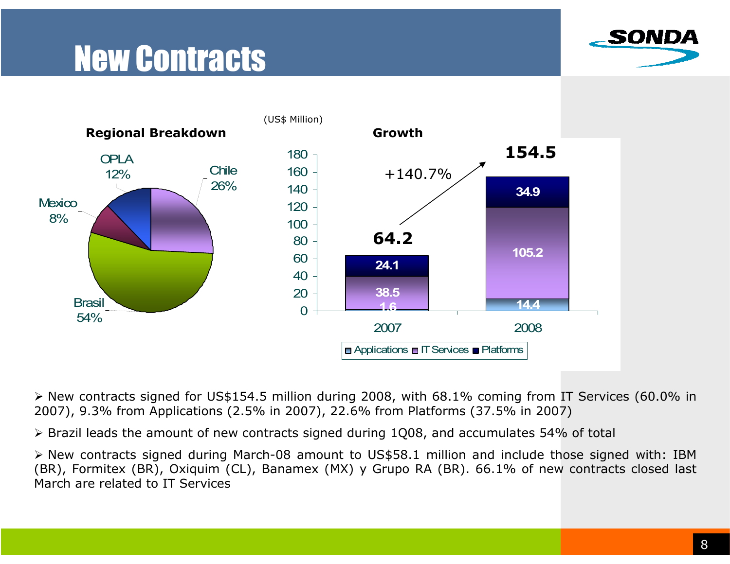# New Contracts

**Regional Breakdown**

| Region | Share |
|---|---|
| Chile | 26% |
| Brasil | 54% |
| Mexico | 8% |
| OPLA | 12% |

(US$ Million)

**Growth**

| | 2007 | 2008 |
|---|---|---|
| Applications | 1.6 | 14.4 |
| IT Services | 38.5 | 105.2 |
| Platforms | 24.1 | 34.9 |
| Total | 64.2 | 154.5 |

+140.7%

- New contracts signed for US$154.5 million during 2008, with 68.1% coming from IT Services (60.0% in 2007), 9.3% from Applications (2.5% in 2007), 22.6% from Platforms (37.5% in 2007)
- Brazil leads the amount of new contracts signed during 1Q08, and accumulates 54% of total
- New contracts signed during March-08 amount to US$58.1 million and include those signed with: IBM (BR), Formitex (BR), Oxiquim (CL), Banamex (MX) y Grupo RA (BR). 66.1% of new contracts closed last March are related to IT Services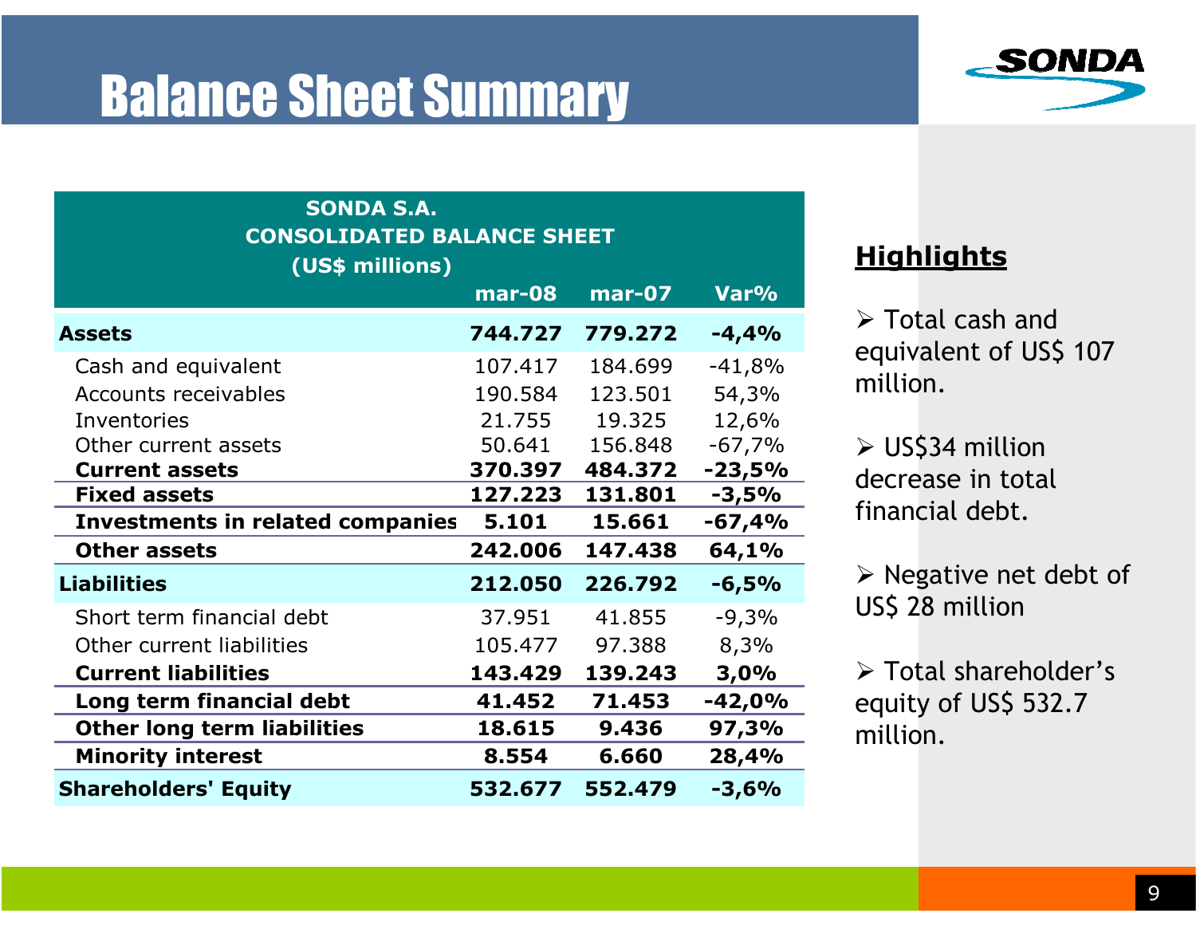# Balance Sheet Summary

| SONDA S.A. CONSOLIDATED BALANCE SHEET (US$ millions) | mar-08 | mar-07 | Var% |
|---|---|---|---|
| **Assets** | **744.727** | **779.272** | **-4,4%** |
| Cash and equivalent | 107.417 | 184.699 | -41,8% |
| Accounts receivables | 190.584 | 123.501 | 54,3% |
| Inventories | 21.755 | 19.325 | 12,6% |
| Other current assets | 50.641 | 156.848 | -67,7% |
| **Current assets** | **370.397** | **484.372** | **-23,5%** |
| **Fixed assets** | **127.223** | **131.801** | **-3,5%** |
| **Investments in related companies** | **5.101** | **15.661** | **-67,4%** |
| **Other assets** | **242.006** | **147.438** | **64,1%** |
| **Liabilities** | **212.050** | **226.792** | **-6,5%** |
| Short term financial debt | 37.951 | 41.855 | -9,3% |
| Other current liabilities | 105.477 | 97.388 | 8,3% |
| **Current liabilities** | **143.429** | **139.243** | **3,0%** |
| **Long term financial debt** | **41.452** | **71.453** | **-42,0%** |
| **Other long term liabilities** | **18.615** | **9.436** | **97,3%** |
| **Minority interest** | **8.554** | **6.660** | **28,4%** |
| **Shareholders' Equity** | **532.677** | **552.479** | **-3,6%** |

## Highlights

- Total cash and equivalent of US$ 107 million.
- US$34 million decrease in total financial debt.
- Negative net debt of US$ 28 million
- Total shareholder's equity of US$ 532.7 million.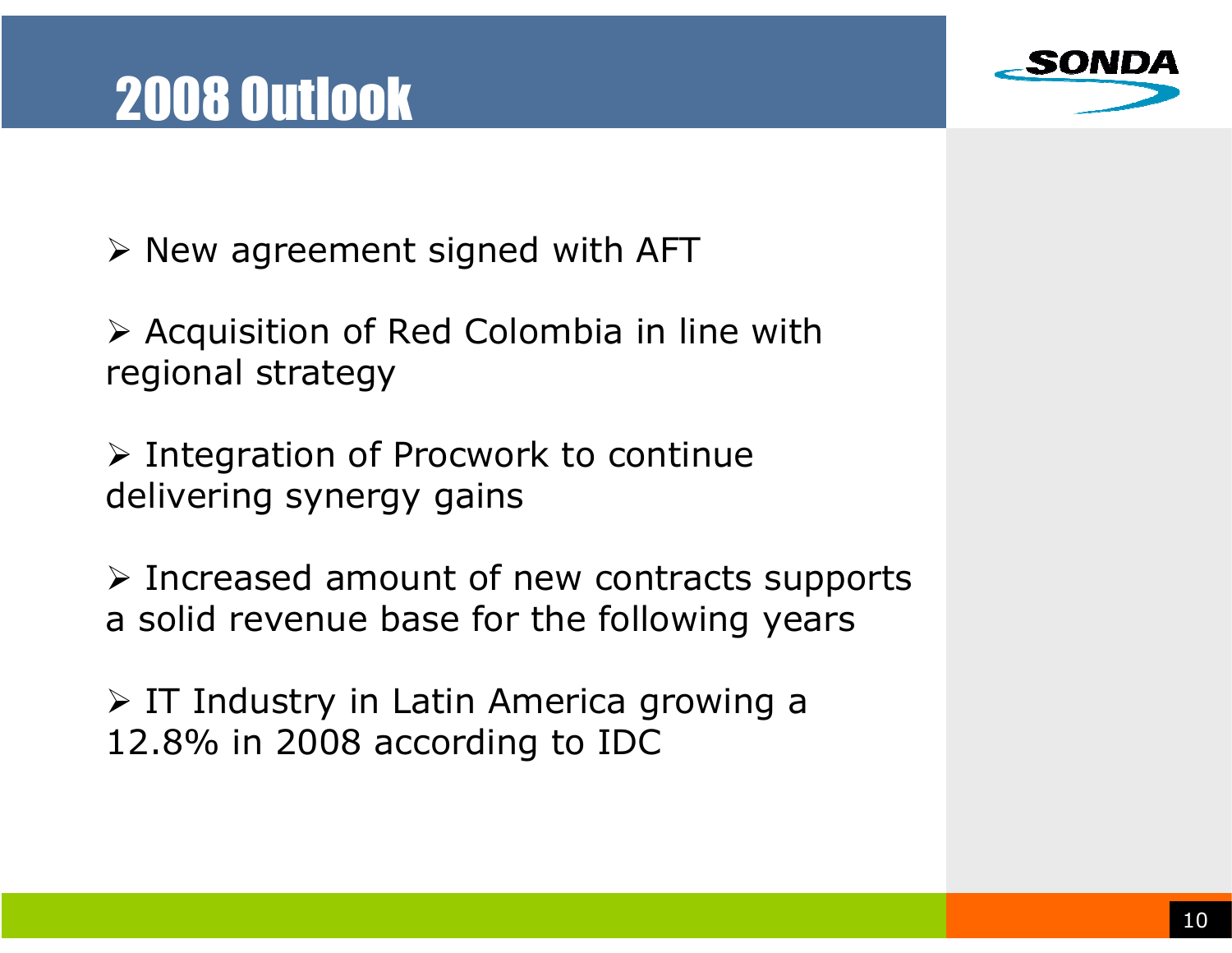# 2008 Outlook

- New agreement signed with AFT
- Acquisition of Red Colombia in line with regional strategy
- Integration of Procwork to continue delivering synergy gains
- Increased amount of new contracts supports a solid revenue base for the following years
- IT Industry in Latin America growing a 12.8% in 2008 according to IDC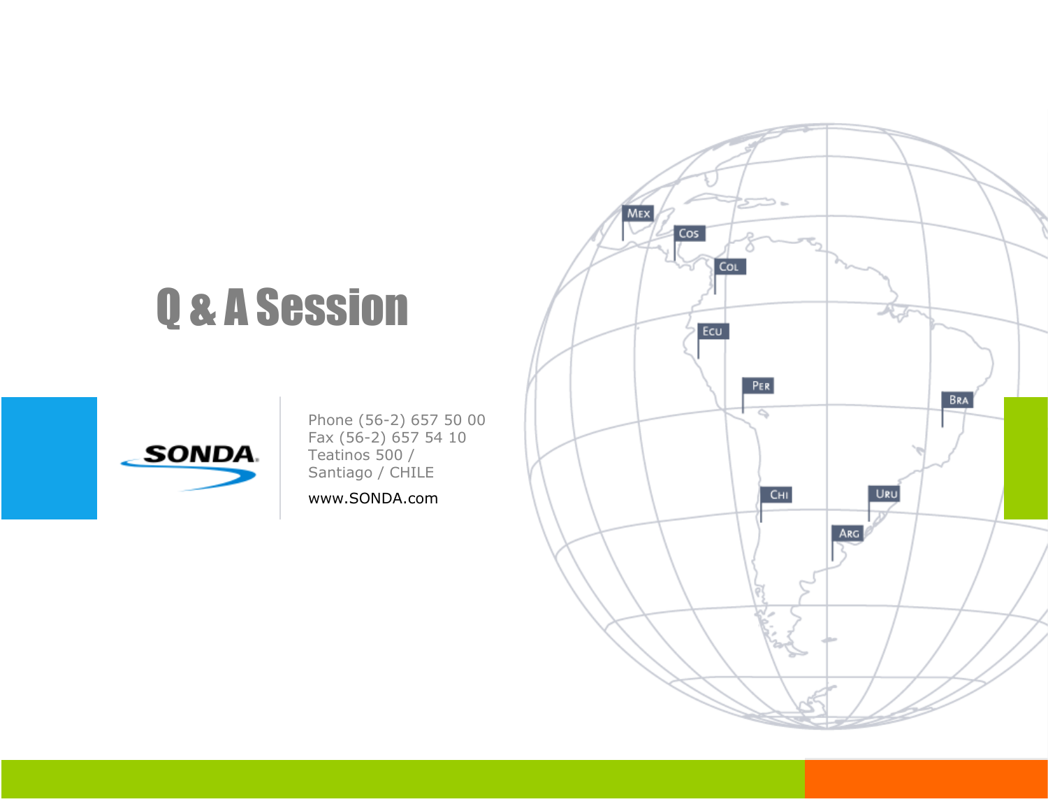# Q & A Session

SONDA

Phone (56-2) 657 50 00
Fax (56-2) 657 54 10
Teatinos 500 /
Santiago / CHILE

www.SONDA.com

MEX
COS
COL
ECU
PER
BRA
CHI
URU
ARG